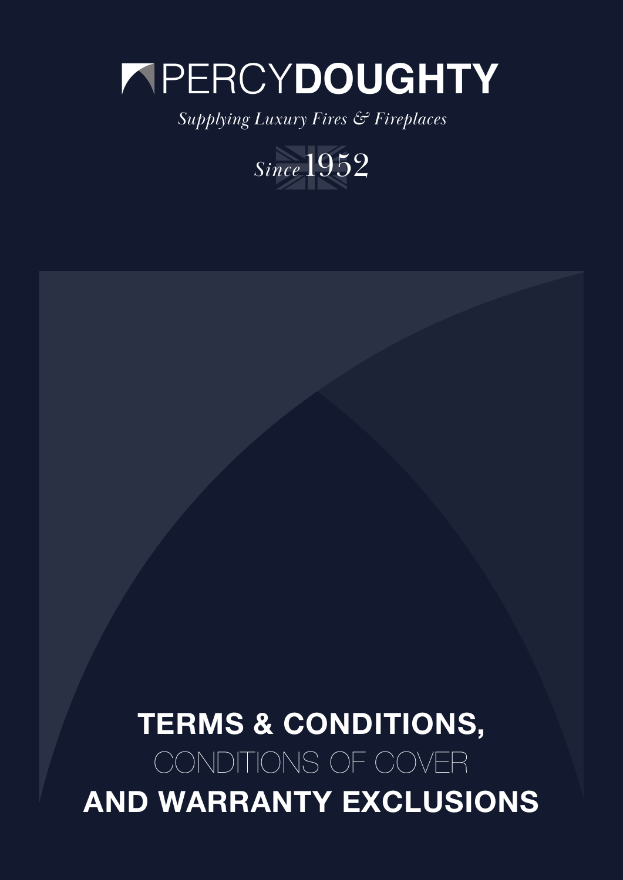# PERCY DOUGHTY

*Supplying Luxury Fires & Fireplaces*

*Since* 1952

# TERMS & CONDITIONS, CONDITIONS OF COVER AND WARRANTY EXCLUSIONS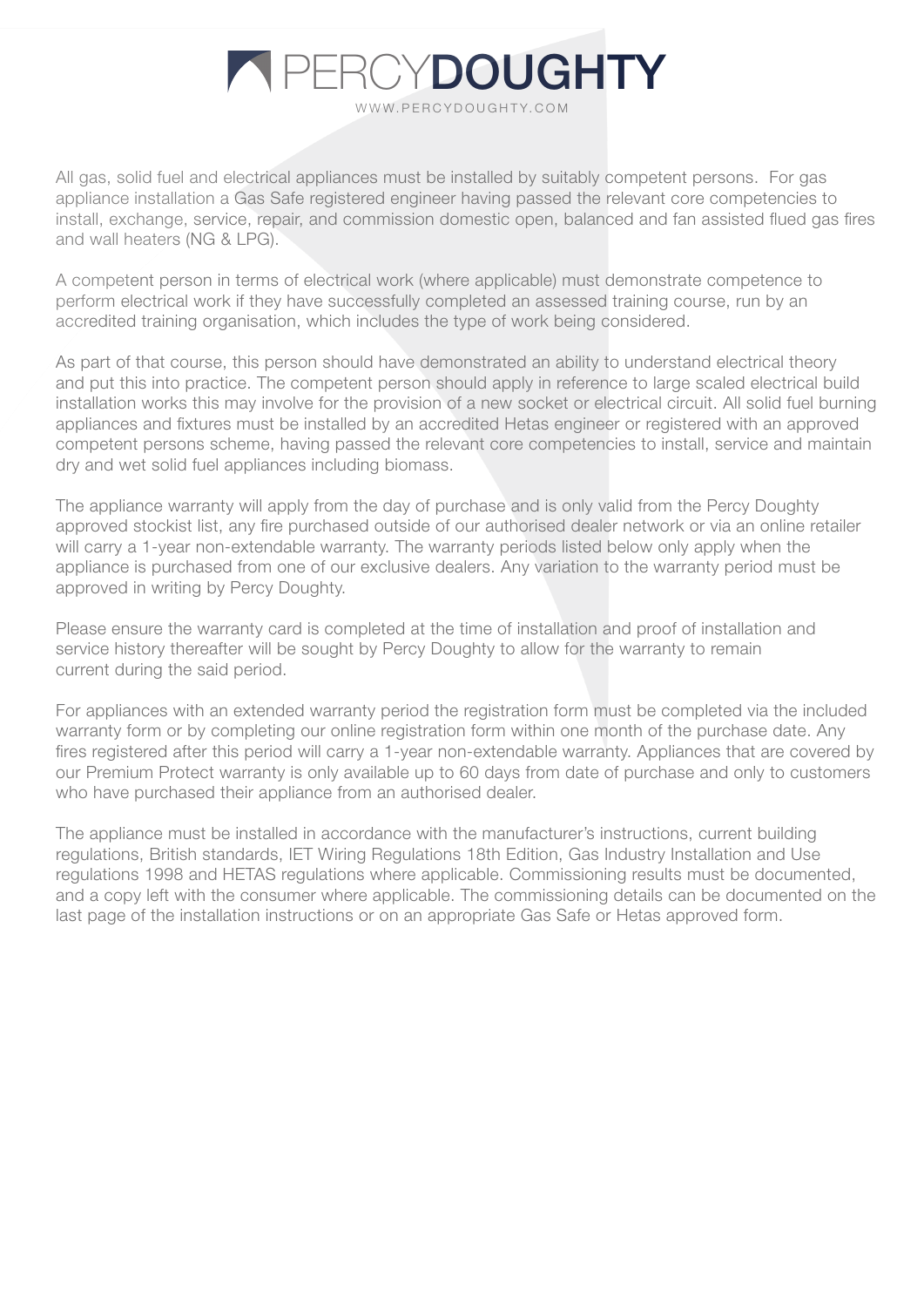All gas, solid fuel and electrical appliances must be installed by suitably competent persons.  For gas appliance installation a Gas Safe registered engineer having passed the relevant core competencies to install, exchange, service, repair, and commission domestic open, balanced and fan assisted flued gas fires and wall heaters (NG & LPG).

A competent person in terms of electrical work (where applicable) must demonstrate competence to perform electrical work if they have successfully completed an assessed training course, run by an accredited training organisation, which includes the type of work being considered.

As part of that course, this person should have demonstrated an ability to understand electrical theory and put this into practice. The competent person should apply in reference to large scaled electrical build installation works this may involve for the provision of a new socket or electrical circuit. All solid fuel burning appliances and fixtures must be installed by an accredited Hetas engineer or registered with an approved competent persons scheme, having passed the relevant core competencies to install, service and maintain dry and wet solid fuel appliances including biomass.

The appliance warranty will apply from the day of purchase and is only valid from the Percy Doughty approved stockist list, any fire purchased outside of our authorised dealer network or via an online retailer will carry a 1-year non-extendable warranty. The warranty periods listed below only apply when the appliance is purchased from one of our exclusive dealers. Any variation to the warranty period must be approved in writing by Percy Doughty.

Please ensure the warranty card is completed at the time of installation and proof of installation and service history thereafter will be sought by Percy Doughty to allow for the warranty to remain current during the said period.

For appliances with an extended warranty period the registration form must be completed via the included warranty form or by completing our online registration form within one month of the purchase date. Any fires registered after this period will carry a 1-year non-extendable warranty. Appliances that are covered by our Premium Protect warranty is only available up to 60 days from date of purchase and only to customers who have purchased their appliance from an authorised dealer.

The appliance must be installed in accordance with the manufacturer's instructions, current building regulations, British standards, IET Wiring Regulations 18th Edition, Gas Industry Installation and Use regulations 1998 and HETAS regulations where applicable. Commissioning results must be documented, and a copy left with the consumer where applicable. The commissioning details can be documented on the last page of the installation instructions or on an appropriate Gas Safe or Hetas approved form.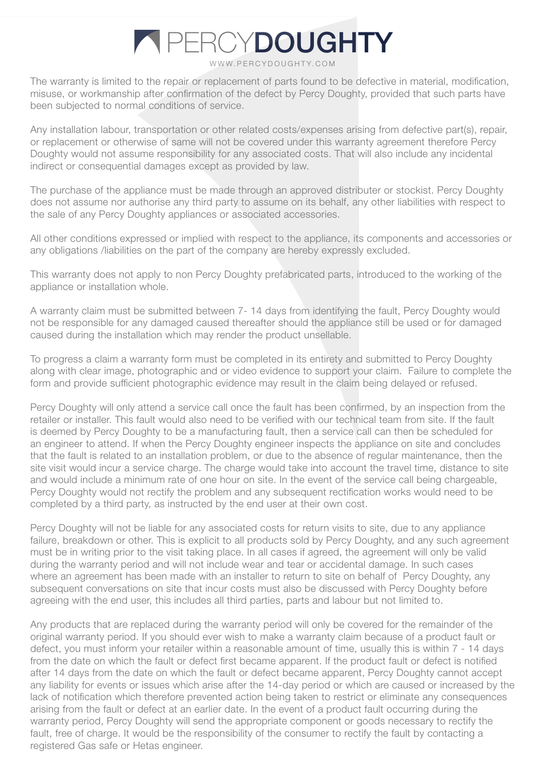The warranty is limited to the repair or replacement of parts found to be defective in material, modification, misuse, or workmanship after confirmation of the defect by Percy Doughty, provided that such parts have been subjected to normal conditions of service.

Any installation labour, transportation or other related costs/expenses arising from defective part(s), repair, or replacement or otherwise of same will not be covered under this warranty agreement therefore Percy Doughty would not assume responsibility for any associated costs. That will also include any incidental indirect or consequential damages except as provided by law.

The purchase of the appliance must be made through an approved distributer or stockist. Percy Doughty does not assume nor authorise any third party to assume on its behalf, any other liabilities with respect to the sale of any Percy Doughty appliances or associated accessories.

All other conditions expressed or implied with respect to the appliance, its components and accessories or any obligations /liabilities on the part of the company are hereby expressly excluded.

This warranty does not apply to non Percy Doughty prefabricated parts, introduced to the working of the appliance or installation whole.

A warranty claim must be submitted between 7- 14 days from identifying the fault, Percy Doughty would not be responsible for any damaged caused thereafter should the appliance still be used or for damaged caused during the installation which may render the product unsellable.

To progress a claim a warranty form must be completed in its entirety and submitted to Percy Doughty along with clear image, photographic and or video evidence to support your claim. Failure to complete the form and provide sufficient photographic evidence may result in the claim being delayed or refused.

Percy Doughty will only attend a service call once the fault has been confirmed, by an inspection from the retailer or installer. This fault would also need to be verified with our technical team from site. If the fault is deemed by Percy Doughty to be a manufacturing fault, then a service call can then be scheduled for an engineer to attend. If when the Percy Doughty engineer inspects the appliance on site and concludes that the fault is related to an installation problem, or due to the absence of regular maintenance, then the site visit would incur a service charge. The charge would take into account the travel time, distance to site and would include a minimum rate of one hour on site. In the event of the service call being chargeable, Percy Doughty would not rectify the problem and any subsequent rectification works would need to be completed by a third party, as instructed by the end user at their own cost.

Percy Doughty will not be liable for any associated costs for return visits to site, due to any appliance failure, breakdown or other. This is explicit to all products sold by Percy Doughty, and any such agreement must be in writing prior to the visit taking place. In all cases if agreed, the agreement will only be valid during the warranty period and will not include wear and tear or accidental damage. In such cases where an agreement has been made with an installer to return to site on behalf of Percy Doughty, any subsequent conversations on site that incur costs must also be discussed with Percy Doughty before agreeing with the end user, this includes all third parties, parts and labour but not limited to.

Any products that are replaced during the warranty period will only be covered for the remainder of the original warranty period. If you should ever wish to make a warranty claim because of a product fault or defect, you must inform your retailer within a reasonable amount of time, usually this is within 7 - 14 days from the date on which the fault or defect first became apparent. If the product fault or defect is notified after 14 days from the date on which the fault or defect became apparent, Percy Doughty cannot accept any liability for events or issues which arise after the 14-day period or which are caused or increased by the lack of notification which therefore prevented action being taken to restrict or eliminate any consequences arising from the fault or defect at an earlier date. In the event of a product fault occurring during the warranty period, Percy Doughty will send the appropriate component or goods necessary to rectify the fault, free of charge. It would be the responsibility of the consumer to rectify the fault by contacting a registered Gas safe or Hetas engineer.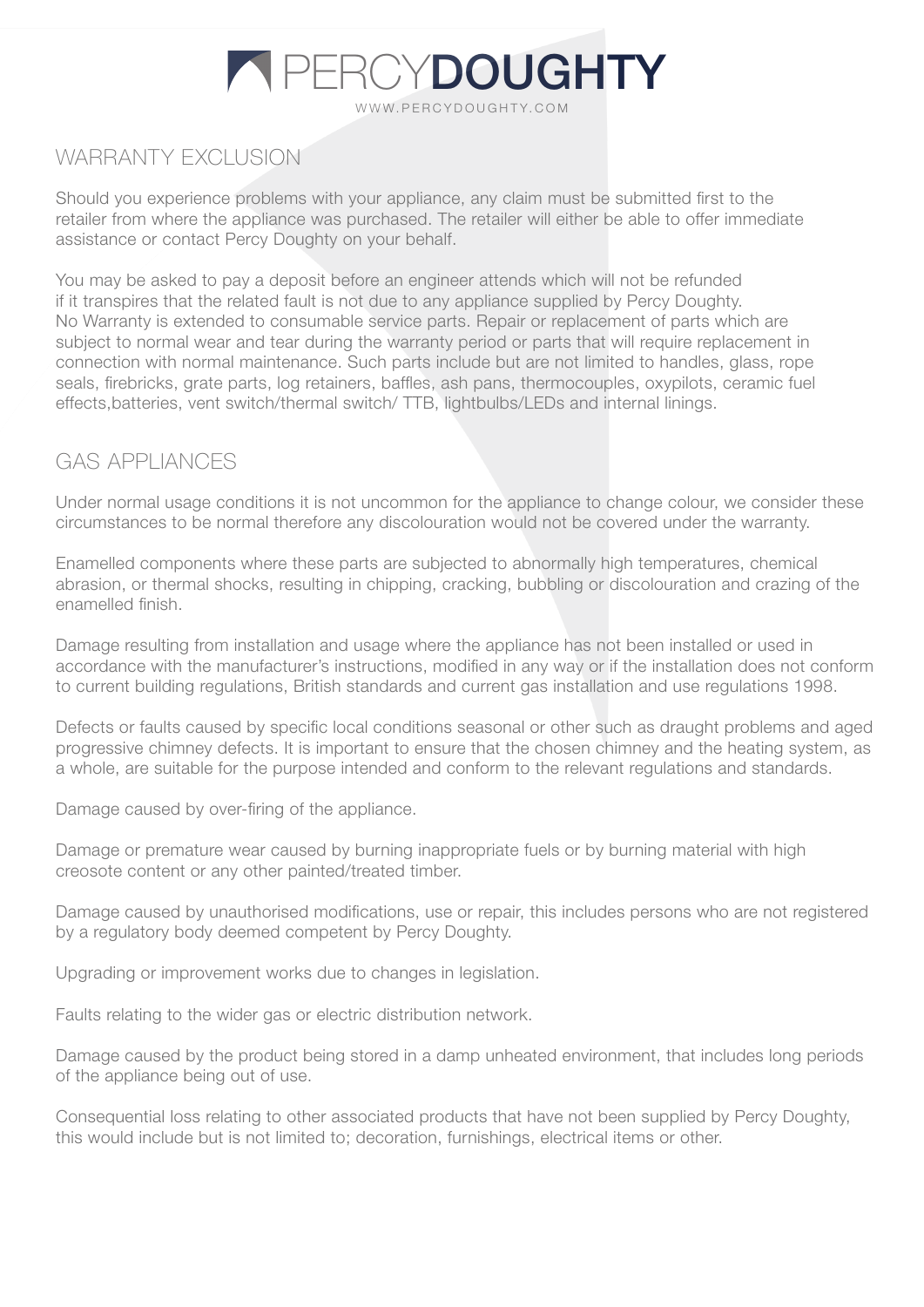# PERCYDOUGHTY

WWW.PERCYDOUGHTY.COM

## WARRANTY EXCLUSION

Should you experience problems with your appliance, any claim must be submitted first to the retailer from where the appliance was purchased. The retailer will either be able to offer immediate assistance or contact Percy Doughty on your behalf.

You may be asked to pay a deposit before an engineer attends which will not be refunded if it transpires that the related fault is not due to any appliance supplied by Percy Doughty. No Warranty is extended to consumable service parts. Repair or replacement of parts which are subject to normal wear and tear during the warranty period or parts that will require replacement in connection with normal maintenance. Such parts include but are not limited to handles, glass, rope seals, firebricks, grate parts, log retainers, baffles, ash pans, thermocouples, oxypilots, ceramic fuel effects,batteries, vent switch/thermal switch/ TTB, lightbulbs/LEDs and internal linings.

## GAS APPLIANCES

Under normal usage conditions it is not uncommon for the appliance to change colour, we consider these circumstances to be normal therefore any discolouration would not be covered under the warranty.

Enamelled components where these parts are subjected to abnormally high temperatures, chemical abrasion, or thermal shocks, resulting in chipping, cracking, bubbling or discolouration and crazing of the enamelled finish.

Damage resulting from installation and usage where the appliance has not been installed or used in accordance with the manufacturer's instructions, modified in any way or if the installation does not conform to current building regulations, British standards and current gas installation and use regulations 1998.

Defects or faults caused by specific local conditions seasonal or other such as draught problems and aged progressive chimney defects. It is important to ensure that the chosen chimney and the heating system, as a whole, are suitable for the purpose intended and conform to the relevant regulations and standards.

Damage caused by over-firing of the appliance.

Damage or premature wear caused by burning inappropriate fuels or by burning material with high creosote content or any other painted/treated timber.

Damage caused by unauthorised modifications, use or repair, this includes persons who are not registered by a regulatory body deemed competent by Percy Doughty.

Upgrading or improvement works due to changes in legislation.

Faults relating to the wider gas or electric distribution network.

Damage caused by the product being stored in a damp unheated environment, that includes long periods of the appliance being out of use.

Consequential loss relating to other associated products that have not been supplied by Percy Doughty, this would include but is not limited to; decoration, furnishings, electrical items or other.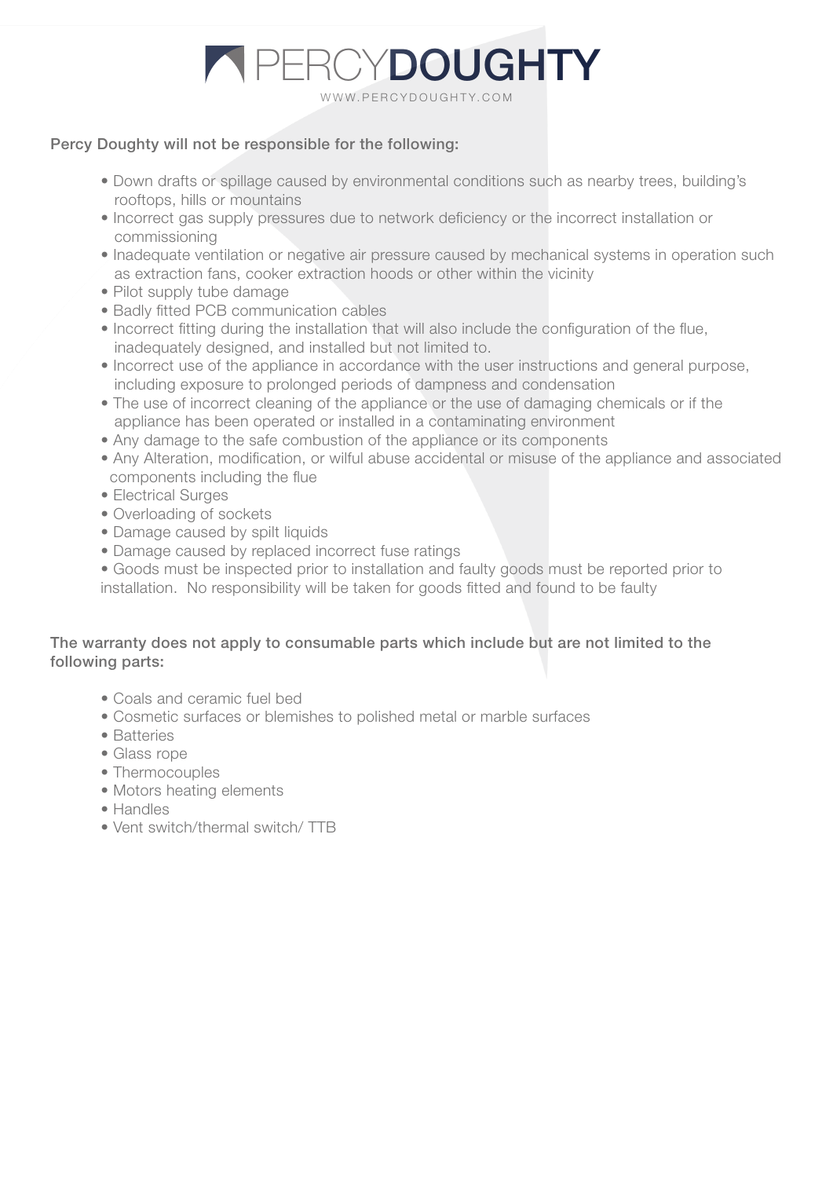Percy Doughty will not be responsible for the following:

- Down drafts or spillage caused by environmental conditions such as nearby trees, building's rooftops, hills or mountains
- Incorrect gas supply pressures due to network deficiency or the incorrect installation or commissioning
- Inadequate ventilation or negative air pressure caused by mechanical systems in operation such as extraction fans, cooker extraction hoods or other within the vicinity
- Pilot supply tube damage
- Badly fitted PCB communication cables
- Incorrect fitting during the installation that will also include the configuration of the flue, inadequately designed, and installed but not limited to.
- Incorrect use of the appliance in accordance with the user instructions and general purpose, including exposure to prolonged periods of dampness and condensation
- The use of incorrect cleaning of the appliance or the use of damaging chemicals or if the appliance has been operated or installed in a contaminating environment
- Any damage to the safe combustion of the appliance or its components
- Any Alteration, modification, or wilful abuse accidental or misuse of the appliance and associated components including the flue
- Electrical Surges
- Overloading of sockets
- Damage caused by spilt liquids
- Damage caused by replaced incorrect fuse ratings
- Goods must be inspected prior to installation and faulty goods must be reported prior to installation. No responsibility will be taken for goods fitted and found to be faulty

The warranty does not apply to consumable parts which include but are not limited to the following parts:

- Coals and ceramic fuel bed
- Cosmetic surfaces or blemishes to polished metal or marble surfaces
- Batteries
- Glass rope
- Thermocouples
- Motors heating elements
- Handles
- Vent switch/thermal switch/ TTB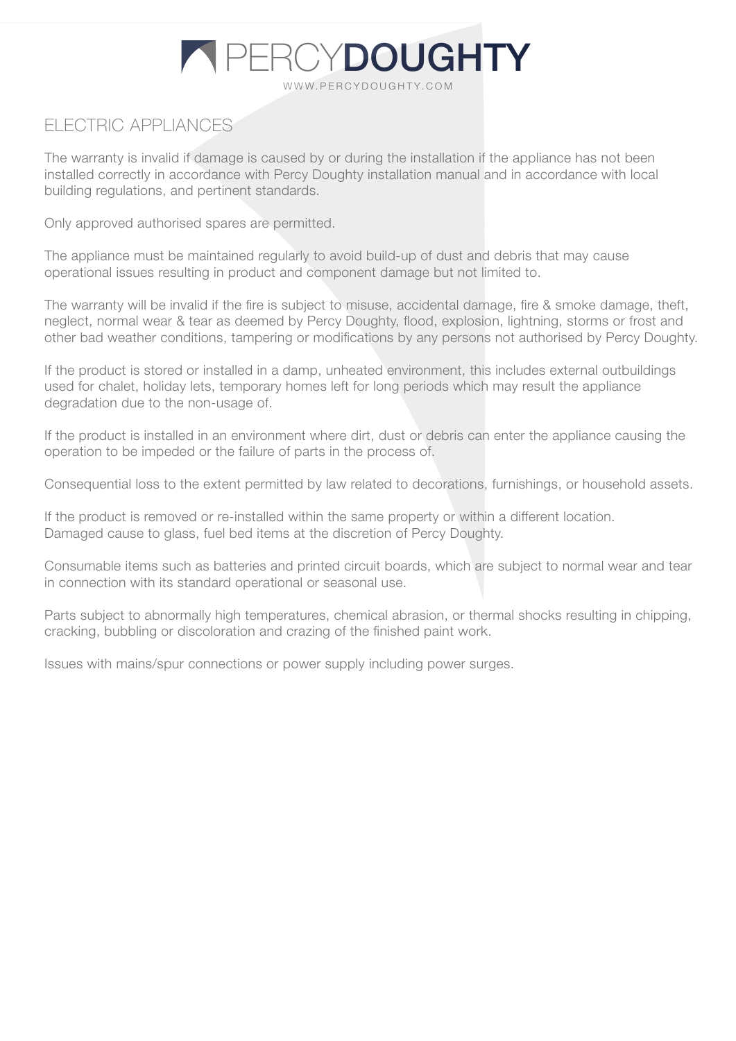## ELECTRIC APPLIANCES

The warranty is invalid if damage is caused by or during the installation if the appliance has not been installed correctly in accordance with Percy Doughty installation manual and in accordance with local building regulations, and pertinent standards.

Only approved authorised spares are permitted.

The appliance must be maintained regularly to avoid build-up of dust and debris that may cause operational issues resulting in product and component damage but not limited to.

The warranty will be invalid if the fire is subject to misuse, accidental damage, fire & smoke damage, theft, neglect, normal wear & tear as deemed by Percy Doughty, flood, explosion, lightning, storms or frost and other bad weather conditions, tampering or modifications by any persons not authorised by Percy Doughty.

If the product is stored or installed in a damp, unheated environment, this includes external outbuildings used for chalet, holiday lets, temporary homes left for long periods which may result the appliance degradation due to the non-usage of.

If the product is installed in an environment where dirt, dust or debris can enter the appliance causing the operation to be impeded or the failure of parts in the process of.

Consequential loss to the extent permitted by law related to decorations, furnishings, or household assets.

If the product is removed or re-installed within the same property or within a different location.
Damaged cause to glass, fuel bed items at the discretion of Percy Doughty.

Consumable items such as batteries and printed circuit boards, which are subject to normal wear and tear in connection with its standard operational or seasonal use.

Parts subject to abnormally high temperatures, chemical abrasion, or thermal shocks resulting in chipping, cracking, bubbling or discoloration and crazing of the finished paint work.

Issues with mains/spur connections or power supply including power surges.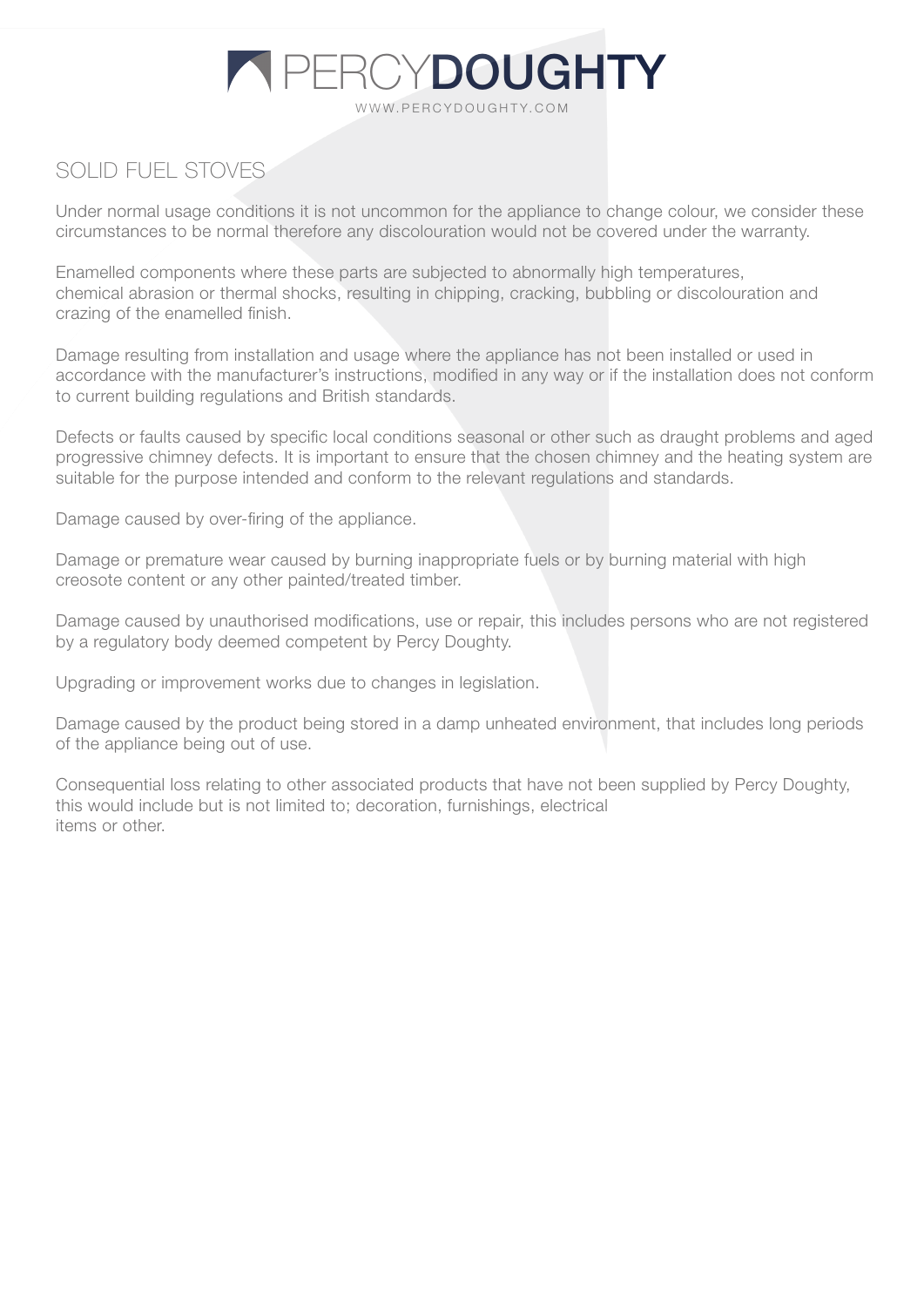## SOLID FUEL STOVES

Under normal usage conditions it is not uncommon for the appliance to change colour, we consider these circumstances to be normal therefore any discolouration would not be covered under the warranty.

Enamelled components where these parts are subjected to abnormally high temperatures, chemical abrasion or thermal shocks, resulting in chipping, cracking, bubbling or discolouration and crazing of the enamelled finish.

Damage resulting from installation and usage where the appliance has not been installed or used in accordance with the manufacturer's instructions, modified in any way or if the installation does not conform to current building regulations and British standards.

Defects or faults caused by specific local conditions seasonal or other such as draught problems and aged progressive chimney defects. It is important to ensure that the chosen chimney and the heating system are suitable for the purpose intended and conform to the relevant regulations and standards.

Damage caused by over-firing of the appliance.

Damage or premature wear caused by burning inappropriate fuels or by burning material with high creosote content or any other painted/treated timber.

Damage caused by unauthorised modifications, use or repair, this includes persons who are not registered by a regulatory body deemed competent by Percy Doughty.

Upgrading or improvement works due to changes in legislation.

Damage caused by the product being stored in a damp unheated environment, that includes long periods of the appliance being out of use.

Consequential loss relating to other associated products that have not been supplied by Percy Doughty, this would include but is not limited to; decoration, furnishings, electrical items or other.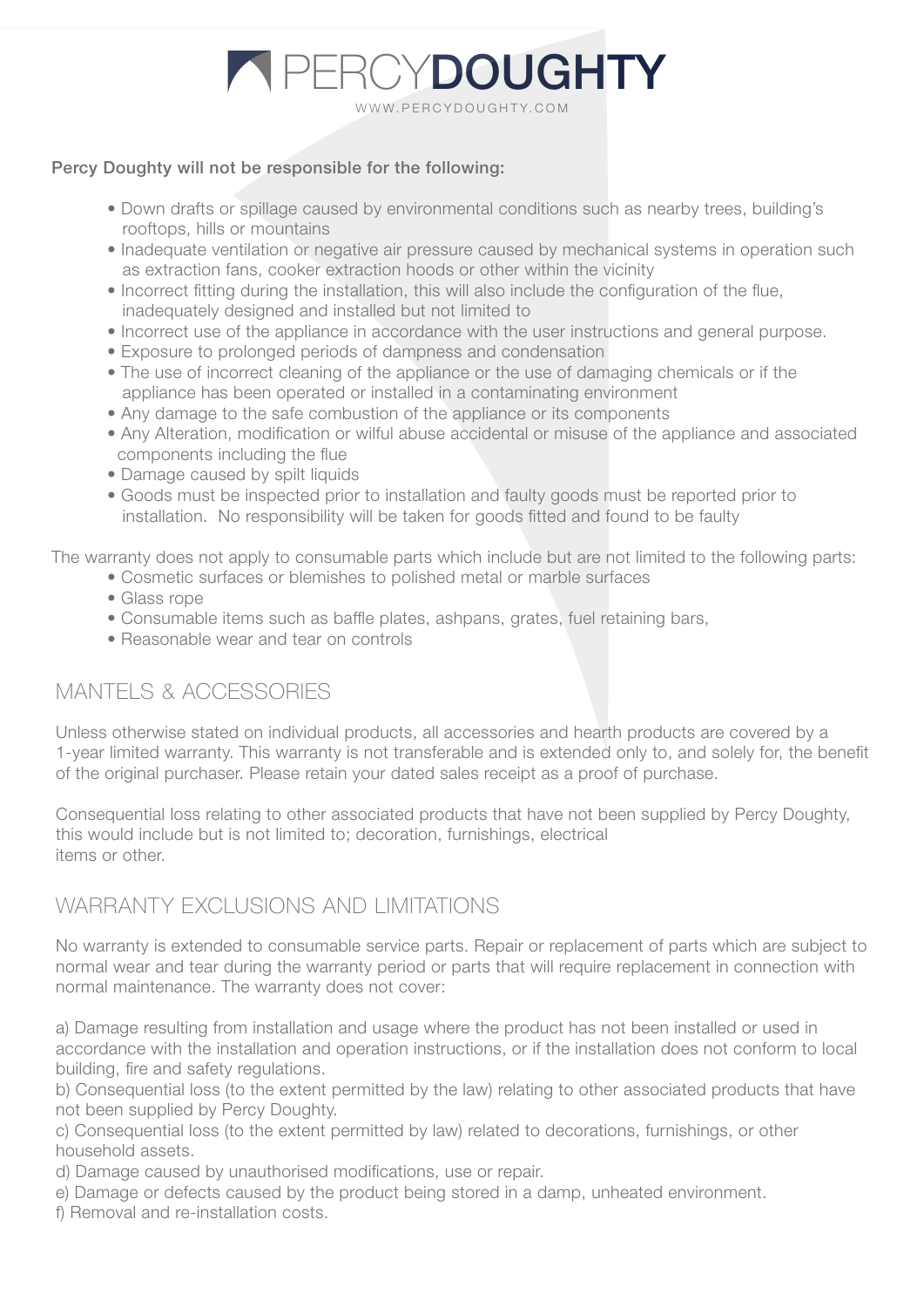**Percy Doughty will not be responsible for the following:**

- Down drafts or spillage caused by environmental conditions such as nearby trees, building's rooftops, hills or mountains
- Inadequate ventilation or negative air pressure caused by mechanical systems in operation such as extraction fans, cooker extraction hoods or other within the vicinity
- Incorrect fitting during the installation, this will also include the configuration of the flue, inadequately designed and installed but not limited to
- Incorrect use of the appliance in accordance with the user instructions and general purpose.
- Exposure to prolonged periods of dampness and condensation
- The use of incorrect cleaning of the appliance or the use of damaging chemicals or if the appliance has been operated or installed in a contaminating environment
- Any damage to the safe combustion of the appliance or its components
- Any Alteration, modification or wilful abuse accidental or misuse of the appliance and associated components including the flue
- Damage caused by spilt liquids
- Goods must be inspected prior to installation and faulty goods must be reported prior to installation. No responsibility will be taken for goods fitted and found to be faulty

The warranty does not apply to consumable parts which include but are not limited to the following parts:

- Cosmetic surfaces or blemishes to polished metal or marble surfaces
- Glass rope
- Consumable items such as baffle plates, ashpans, grates, fuel retaining bars,
- Reasonable wear and tear on controls

## MANTELS & ACCESSORIES

Unless otherwise stated on individual products, all accessories and hearth products are covered by a 1-year limited warranty. This warranty is not transferable and is extended only to, and solely for, the benefit of the original purchaser. Please retain your dated sales receipt as a proof of purchase.

Consequential loss relating to other associated products that have not been supplied by Percy Doughty, this would include but is not limited to; decoration, furnishings, electrical items or other.

## WARRANTY EXCLUSIONS AND LIMITATIONS

No warranty is extended to consumable service parts. Repair or replacement of parts which are subject to normal wear and tear during the warranty period or parts that will require replacement in connection with normal maintenance. The warranty does not cover:

a) Damage resulting from installation and usage where the product has not been installed or used in accordance with the installation and operation instructions, or if the installation does not conform to local building, fire and safety regulations.
b) Consequential loss (to the extent permitted by the law) relating to other associated products that have not been supplied by Percy Doughty.
c) Consequential loss (to the extent permitted by law) related to decorations, furnishings, or other household assets.
d) Damage caused by unauthorised modifications, use or repair.
e) Damage or defects caused by the product being stored in a damp, unheated environment.
f) Removal and re-installation costs.